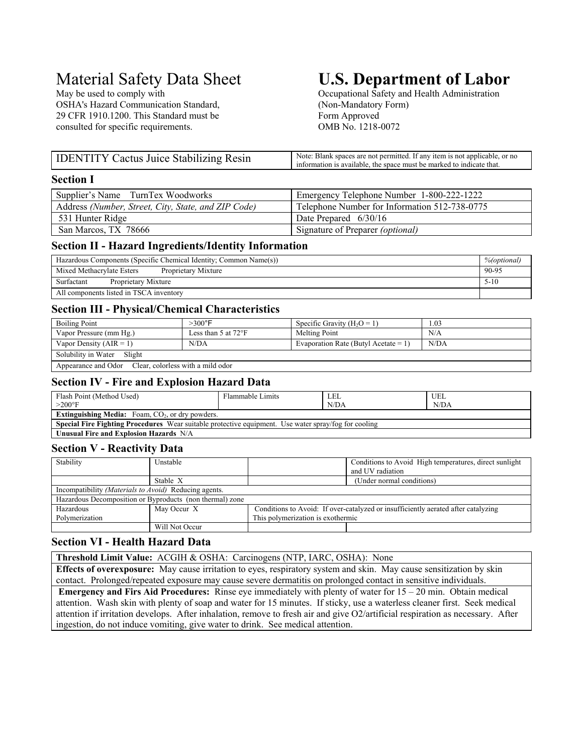# Material Safety Data Sheet

May be used to comply with OSHA's Hazard Communication Standard, 29 CFR 1910.1200. This Standard must be consulted for specific requirements.

# U.S. Department of Labor

Occupational Safety and Health Administration
(Non-Mandatory Form)
Form Approved
OMB No. 1218-0072

| IDENTITY Cactus Juice Stabilizing Resin | Note: Blank spaces are not permitted. If any item is not applicable, or no information is available, the space must be marked to indicate that. |
|---|---|

## Section I

| Supplier's Name TurnTex Woodworks | Emergency Telephone Number 1-800-222-1222 |
|---|---|
| Address *(Number, Street, City, State, and ZIP Code)* | Telephone Number for Information 512-738-0775 |
| 531 Hunter Ridge | Date Prepared 6/30/16 |
| San Marcos, TX 78666 | Signature of Preparer *(optional)* |

## Section II - Hazard Ingredients/Identity Information

| Hazardous Components (Specific Chemical Identity; Common Name(s)) | *%(optional)* |
|---|---|
| Mixed Methacrylate Esters Proprietary Mixture | 90-95 |
| Surfactant Proprietary Mixture | 5-10 |
| All components listed in TSCA inventory | |

## Section III - Physical/Chemical Characteristics

| Boiling Point | >300°F | Specific Gravity ($H_2O$ = 1) | 1.03 |
|---|---|---|---|
| Vapor Pressure (mm Hg.) | Less than 5 at 72°F | Melting Point | N/A |
| Vapor Density (AIR = 1) | N/DA | Evaporation Rate (Butyl Acetate = 1) | N/DA |
| Solubility in Water Slight | | | |
| Appearance and Odor Clear, colorless with a mild odor | | | |

## Section IV - Fire and Explosion Hazard Data

| Flash Point (Method Used) | Flammable Limits | LEL | UEL |
|---|---|---|---|
| >200°F | | N/DA | N/DA |
| **Extinguishing Media:** Foam, $CO_2$, or dry powders. | | | |
| **Special Fire Fighting Procedures** Wear suitable protective equipment. Use water spray/fog for cooling | | | |
| **Unusual Fire and Explosion Hazards** N/A | | | |

## Section V - Reactivity Data

| Stability | Unstable | | Conditions to Avoid High temperatures, direct sunlight and UV radiation |
|---|---|---|---|
| | Stable X | | (Under normal conditions) |
| Incompatibility *(Materials to Avoid)* Reducing agents. | | | |
| Hazardous Decomposition or Byproducts (non thermal) zone | | | |
| Hazardous Polymerization | May Occur X | Conditions to Avoid: If over-catalyzed or insufficiently aerated after catalyzing This polymerization is exothermic | |
| | Will Not Occur | | |

## Section VI - Health Hazard Data

**Threshold Limit Value:** ACGIH & OSHA: Carcinogens (NTP, IARC, OSHA): None

**Effects of overexposure:** May cause irritation to eyes, respiratory system and skin. May cause sensitization by skin contact. Prolonged/repeated exposure may cause severe dermatitis on prolonged contact in sensitive individuals.

**Emergency and Firs Aid Procedures:** Rinse eye immediately with plenty of water for 15 – 20 min. Obtain medical attention. Wash skin with plenty of soap and water for 15 minutes. If sticky, use a waterless cleaner first. Seek medical attention if irritation develops. After inhalation, remove to fresh air and give O2/artificial respiration as necessary. After ingestion, do not induce vomiting, give water to drink. See medical attention.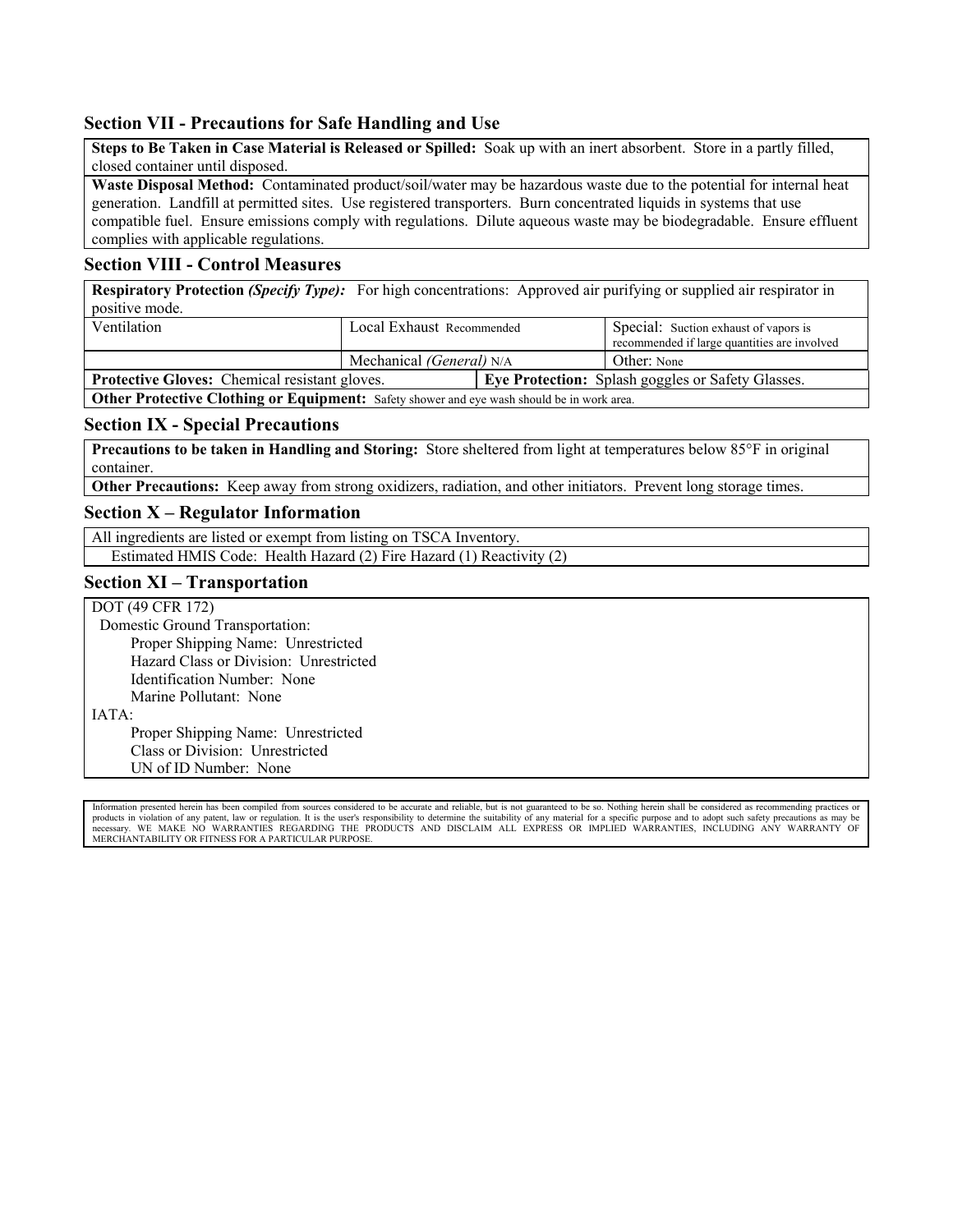## Section VII - Precautions for Safe Handling and Use

**Steps to Be Taken in Case Material is Released or Spilled:** Soak up with an inert absorbent. Store in a partly filled, closed container until disposed.

**Waste Disposal Method:** Contaminated product/soil/water may be hazardous waste due to the potential for internal heat generation. Landfill at permitted sites. Use registered transporters. Burn concentrated liquids in systems that use compatible fuel. Ensure emissions comply with regulations. Dilute aqueous waste may be biodegradable. Ensure effluent complies with applicable regulations.

## Section VIII - Control Measures

**Respiratory Protection *(Specify Type)*:** For high concentrations: Approved air purifying or supplied air respirator in positive mode.

| | | |
|---|---|---|
| Ventilation | Local Exhaust Recommended | Special: Suction exhaust of vapors is recommended if large quantities are involved |
| | Mechanical *(General)* N/A | Other: None |

**Protective Gloves:** Chemical resistant gloves. **Eye Protection:** Splash goggles or Safety Glasses.

**Other Protective Clothing or Equipment:** Safety shower and eye wash should be in work area.

## Section IX - Special Precautions

**Precautions to be taken in Handling and Storing:** Store sheltered from light at temperatures below 85°F in original container.

**Other Precautions:** Keep away from strong oxidizers, radiation, and other initiators. Prevent long storage times.

## Section X – Regulator Information

All ingredients are listed or exempt from listing on TSCA Inventory.

Estimated HMIS Code: Health Hazard (2) Fire Hazard (1) Reactivity (2)

## Section XI – Transportation

DOT (49 CFR 172)

Domestic Ground Transportation:
- Proper Shipping Name: Unrestricted
- Hazard Class or Division: Unrestricted
- Identification Number: None
- Marine Pollutant: None

IATA:
- Proper Shipping Name: Unrestricted
- Class or Division: Unrestricted
- UN of ID Number: None

Information presented herein has been compiled from sources considered to be accurate and reliable, but is not guaranteed to be so. Nothing herein shall be considered as recommending practices or products in violation of any patent, law or regulation. It is the user's responsibility to determine the suitability of any material for a specific purpose and to adopt such safety precautions as may be necessary. WE MAKE NO WARRANTIES REGARDING THE PRODUCTS AND DISCLAIM ALL EXPRESS OR IMPLIED WARRANTIES, INCLUDING ANY WARRANTY OF MERCHANTABILITY OR FITNESS FOR A PARTICULAR PURPOSE.